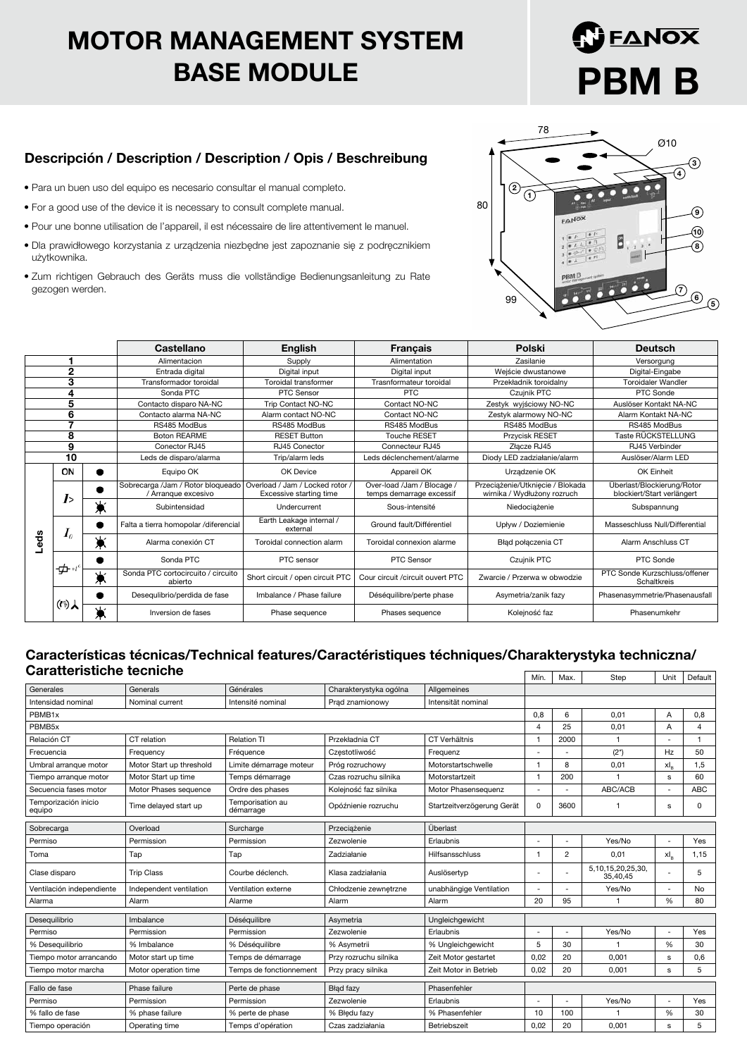# MOTOR MANAGEMENT SYSTEM BASE MODULE

# FANOX PBM B

## Descripción / Description / Description / Opis / Beschreibung

- Para un buen uso del equipo es necesario consultar el manual completo.
- For a good use of the device it is necessary to consult complete manual.
- Pour une bonne utilisation de l'appareil, il est nécessaire de lire attentivement le manuel.
- Dla prawidłowego korzystania z urządzenia niezbędne jest zapoznanie się z podręcznikiem użytkownika.
- Zum richtigen Gebrauch des Geräts muss die vollständige Bedienungsanleitung zu Rate gezogen werden.

| | | | Castellano | English | Français | Polski | Deutsch |
|---|---|---|---|---|---|---|---|
| 1 | | | Alimentacion | Supply | Alimentation | Zasilanie | Versorgung |
| 2 | | | Entrada digital | Digital input | Digital input | Wejście dwustanowe | Digital-Eingabe |
| 3 | | | Transformador toroidal | Toroidal transformer | Trasnformateur toroidal | Przekładnik toroidalny | Toroidaler Wandler |
| 4 | | | Sonda PTC | PTC Sensor | PTC | Czujnik PTC | PTC Sonde |
| 5 | | | Contacto disparo NA-NC | Trip Contact NO-NC | Contact NO-NC | Zestyk wyjściowy NO-NC | Auslöser Kontakt NA-NC |
| 6 | | | Contacto alarma NA-NC | Alarm contact NO-NC | Contact NO-NC | Zestyk alarmowy NO-NC | Alarm Kontakt NA-NC |
| 7 | | | RS485 ModBus | RS485 ModBus | RS485 ModBus | RS485 ModBus | RS485 ModBus |
| 8 | | | Boton REARME | RESET Button | Touche RESET | Przycisk RESET | Taste RÜCKSTELLUNG |
| 9 | | | Conector RJ45 | RJ45 Conector | Connecteur RJ45 | Złącze RJ45 | RJ45 Verbinder |
| 10 | | | Leds de disparo/alarma | Trip/alarm leds | Leds déclenchement/alarme | Diody LED zadziałanie/alarm | Auslöser/Alarm LED |
| Leds | ON | ● | Equipo OK | OK Device | Appareil OK | Urządzenie OK | OK Einheit |
| | $I>$ | ● | Sobrecarga /Jam / Rotor bloqueado / Arranque excesivo | Overload / Jam / Locked rotor / Excessive starting time | Over-load /Jam / Blocage / temps demarrage excessif | Przeciążenie/Utknięcie / Blokada wirnika / Wydłużony rozruch | Überlast/Blockierung/Rotor blockiert/Start verlängert |
| | | ☀ | Subintensidad | Undercurrent | Sous-intensité | Niedociążenie | Subspannung |
| | $I_0$ | ● | Falta a tierra homopolar /diferencial | Earth Leakage internal / external | Ground fault/Différentiel | Upływ / Doziemienie | Masseschluss Null/Differential |
| | | ☀ | Alarma conexión CT | Toroidal connection alarm | Toroidal connexion alarme | Błąd połączenia CT | Alarm Anschluss CT |
| | PTC | ● | Sonda PTC | PTC sensor | PTC Sensor | Czujnik PTC | PTC Sonde |
| | | ☀ | Sonda PTC cortocircuito / circuito abierto | Short circuit / open circuit PTC | Cour circuit /circuit ouvert PTC | Zwarcie / Przerwa w obwodzie | PTC Sonde Kurzschluss/offener Schaltkreis |
| | Phase | ● | Desequilibrio/perdida de fase | Imbalance / Phase failure | Déséquilibre/perte phase | Asymetria/zanik fazy | Phasenasymmetrie/Phasenausfall |
| | | ☀ | Inversion de fases | Phase sequence | Phases sequence | Kolejność faz | Phasenumkehr |

## Características técnicas/Technical features/Caractéristiques téchniques/Charakterystyka techniczna/ Caratteristiche tecniche

| | | | | | Min. | Max. | Step | Unit | Default |
|---|---|---|---|---|---|---|---|---|---|
| Generales | Generals | Générales | Charakterystyka ogólna | Allgemeines | | | | | |
| Intensidad nominal | Nominal current | Intensité nominal | Prąd znamionowy | Intensität nominal | | | | | |
| PBMB1x | | | | | 0,8 | 6 | 0,01 | A | 0,8 |
| PBMB5x | | | | | 4 | 25 | 0,01 | A | 4 |
| Relación CT | CT relation | Relation TI | Przekładnia CT | CT Verhältnis | 1 | 2000 | 1 | - | 1 |
| Frecuencia | Frequency | Fréquence | Częstotliwość | Frequenz | - | - | (2*) | Hz | 50 |
| Umbral arranque motor | Motor Start up threshold | Limite démarrage moteur | Próg rozruchowy | Motorstartschwelle | 1 | 8 | 0,01 | $xI_B$ | 1,5 |
| Tiempo arranque motor | Motor Start up time | Temps démarrage | Czas rozruchu silnika | Motorstartzeit | 1 | 200 | 1 | s | 60 |
| Secuencia fases motor | Motor Phases sequence | Ordre des phases | Kolejność faz silnika | Motor Phasensequenz | - | - | ABC/ACB | - | ABC |
| Temporización inicio equipo | Time delayed start up | Temporisation au démarrage | Opóźnienie rozruchu | Startzeitverzögerung Gerät | 0 | 3600 | 1 | s | 0 |
| Sobrecarga | Overload | Surcharge | Przeciążenie | Überlast | | | | | |
| Permiso | Permission | Permission | Zezwolenie | Erlaubnis | - | - | Yes/No | - | Yes |
| Toma | Tap | Tap | Zadziałanie | Hilfsansschluss | 1 | 2 | 0,01 | $xI_B$ | 1,15 |
| Clase disparo | Trip Class | Courbe déclench. | Klasa zadziałania | Auslösertyp | - | - | 5,10,15,20,25,30, 35,40,45 | - | 5 |
| Ventilación independiente | Independent ventilation | Ventilation externe | Chłodzenie zewnętrzne | unabhängige Ventilation | - | - | Yes/No | - | No |
| Alarma | Alarm | Alarme | Alarm | Alarm | 20 | 95 | 1 | % | 80 |
| Desequilibrio | Imbalance | Déséquilibre | Asymetria | Ungleichgewicht | | | | | |
| Permiso | Permission | Permission | Zezwolenie | Erlaubnis | - | - | Yes/No | - | Yes |
| % Desequilibrio | % Imbalance | % Déséquilibre | % Asymetrii | % Ungleichgewicht | 5 | 30 | 1 | % | 30 |
| Tiempo motor arrancando | Motor start up time | Temps de démarrage | Przy rozruchu silnika | Zeit Motor gestartet | 0,02 | 20 | 0,001 | s | 0,6 |
| Tiempo motor marcha | Motor operation time | Temps de fonctionnement | Przy pracy silnika | Zeit Motor in Betrieb | 0,02 | 20 | 0,001 | s | 5 |
| Fallo de fase | Phase failure | Perte de phase | Błąd fazy | Phasenfehler | | | | | |
| Permiso | Permission | Permission | Zezwolenie | Erlaubnis | - | - | Yes/No | - | Yes |
| % fallo de fase | % phase failure | % perte de phase | % Błędu fazy | % Phasenfehler | 10 | 100 | 1 | % | 30 |
| Tiempo operación | Operating time | Temps d'opération | Czas zadziałania | Betriebszeit | 0,02 | 20 | 0,001 | s | 5 |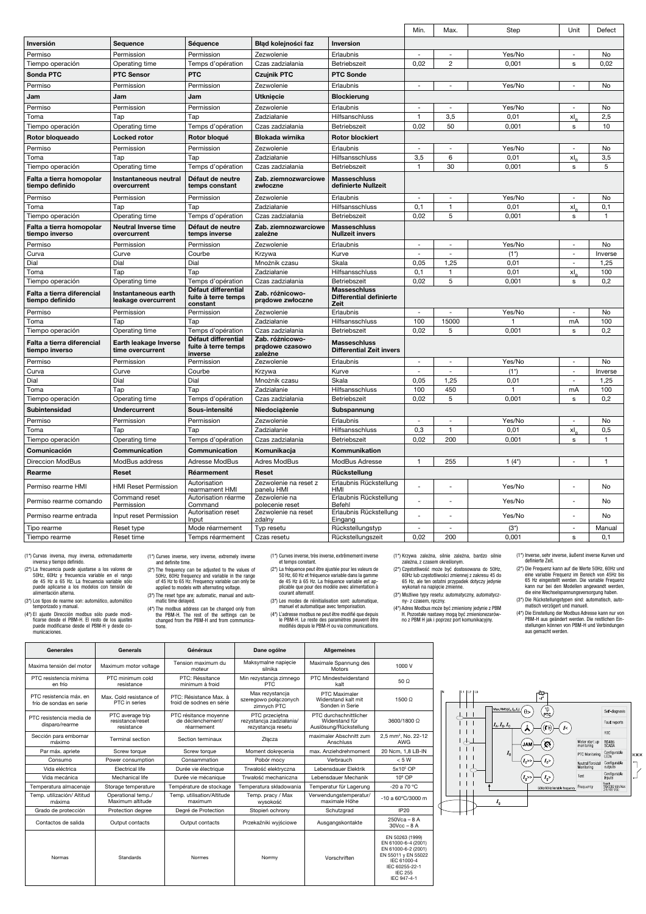| | | | | | Min. | Max. | Step | Unit | Defect |
|---|---|---|---|---|---|---|---|---|---|
| **Inversión** | **Sequence** | **Séquence** | **Błąd kolejności faz** | **Inversion** | | | | | |
| Permiso | Permission | Permission | Zezwolenie | Erlaubnis | - | - | Yes/No | - | No |
| Tiempo operación | Operating time | Temps d'opération | Czas zadziałania | Betriebszeit | 0,02 | 2 | 0,001 | s | 0,02 |
| **Sonda PTC** | **PTC Sensor** | **PTC** | **Czujnik PTC** | **PTC Sonde** | | | | | |
| Permiso | Permission | Permission | Zezwolenie | Erlaubnis | - | - | Yes/No | - | No |
| **Jam** | **Jam** | **Jam** | **Utknięcie** | **Blockierung** | | | | | |
| Permiso | Permission | Permission | Zezwolenie | Erlaubnis | - | - | Yes/No | - | No |
| Toma | Tap | Tap | Zadziałanie | Hilfsanschluss | 1 | 3,5 | 0,01 | $xI_B$ | 2,5 |
| Tiempo operación | Operating time | Temps d'opération | Czas zadziałania | Betriebszeit | 0,02 | 50 | 0,001 | s | 10 |
| **Rotor bloqueado** | **Locked rotor** | **Rotor bloqué** | **Blokada wirnika** | **Rotor blockiert** | | | | | |
| Permiso | Permission | Permission | Zezwolenie | Erlaubnis | - | - | Yes/No | - | No |
| Toma | Tap | Tap | Zadziałanie | Hilfssnschluss | 3,5 | 6 | 0,01 | $xI_B$ | 3,5 |
| Tiempo operación | Operating time | Temps d'opération | Czas zadziałania | Betriebszeit | 1 | 30 | 0,001 | s | 5 |
| **Falta a tierra homopolar tiempo definido** | **Instantaneous neutral overcurrent** | **Défaut de neutre temps constant** | **Zab. ziemnozwarciowe zwłoczne** | **Masseschluss definierte Nullzeit** | | | | | |
| Permiso | Permission | Permission | Zezwolenie | Erlaubnis | - | - | Yes/No | - | No |
| Toma | Tap | Tap | Zadziałanie | Hilfssnschluss | 0,1 | 1 | 0,01 | $xI_B$ | 0,1 |
| Tiempo operación | Operating time | Temps d'opération | Czas zadziałania | Betriebszeit | 0,02 | 5 | 0,001 | s | 1 |
| **Falta a tierra homopolar tiempo inverso** | **Neutral Inverse time overcurrent** | **Défaut de neutre temps inverse** | **Zab. ziemnozwarciowe zależne** | **Masseschluss Nullzeit invers** | | | | | |
| Permiso | Permission | Permission | Zezwolenie | Erlaubnis | - | - | Yes/No | - | No |
| Curva | Curve | Courbe | Krzywa | Kurve | - | - | (1*) | - | Inverse |
| Dial | Dial | Dial | Mnożnik czasu | Skala | 0,05 | 1,25 | 0,01 | - | 1,25 |
| Toma | Tap | Tap | Zadziałanie | Hilfssnschluss | 0,1 | 1 | 0,01 | $xI_B$ | 100 |
| Tiempo operación | Operating time | Temps d'opération | Czas zadziałania | Betriebszeit | 0,02 | 5 | 0,001 | s | 0,2 |
| **Falta a tierra diferencial tiempo definido** | **Instantaneous earth leakage overcurrent** | **Défaut différential fuite à terre temps constant** | **Zab. różnicowo-prądowe zwłoczne** | **Masseschluss Differential definierte Zeit** | | | | | |
| Permiso | Permission | Permission | Zezwolenie | Erlaubnis | - | - | Yes/No | - | No |
| Toma | Tap | Tap | Zadziałanie | Hilfssnschluss | 100 | 15000 | 1 | mA | 100 |
| Tiempo operación | Operating time | Temps d'opération | Czas zadziałania | Betriebszeit | 0,02 | 5 | 0,001 | s | 0,2 |
| **Falta a tierra diferencial tiempo inverso** | **Earth leakage Inverse time overcurrent** | **Défaut différential fuite à terre temps inverse** | **Zab. różnicowo-prądowe czasowo zależne** | **Masseschluss Differential Zeit invers** | | | | | |
| Permiso | Permission | Permission | Zezwolenie | Erlaubnis | - | - | Yes/No | - | No |
| Curva | Curve | Courbe | Krzywa | Kurve | - | - | (1*) | - | Inverse |
| Dial | Dial | Dial | Mnożnik czasu | Skala | 0,05 | 1,25 | 0,01 | - | 1,25 |
| Toma | Tap | Tap | Zadziałanie | Hilfssnschluss | 100 | 450 | 1 | mA | 100 |
| Tiempo operación | Operating time | Temps d'opération | Czas zadziałania | Betriebszeit | 0,02 | 5 | 0,001 | s | 0,2 |
| **Subintensidad** | **Undercurrent** | **Sous-intensité** | **Niedociążenie** | **Subspannung** | | | | | |
| Permiso | Permission | Permission | Zezwolenie | Erlaubnis | - | - | Yes/No | - | No |
| Toma | Tap | Tap | Zadziałanie | Hilfssnschluss | 0,3 | 1 | 0,01 | $xI_B$ | 0,5 |
| Tiempo operación | Operating time | Temps d'opération | Czas zadziałania | Betriebszeit | 0,02 | 200 | 0,001 | s | 1 |
| **Comunicación** | **Communication** | **Communication** | **Komunikacja** | **Kommunikation** | | | | | |
| Direccion ModBus | ModBus address | Adresse ModBus | Adres ModBus | ModBus Adresse | 1 | 255 | 1 (4*) | - | 1 |
| **Rearme** | **Reset** | **Réarmement** | **Reset** | **Rückstellung** | | | | | |
| Permiso rearme HMI | HMI Reset Permission | Autorisation rearmament HMI | Zezwolenie na reset z panelu HMI | Erlaubnis Rückstellung HMI | - | - | Yes/No | - | No |
| Permiso rearme comando | Command reset Permission | Autorisation réarme Command | Zezwolenie na polecenie reset | Erlaubnis Rückstellung Befehl | - | - | Yes/No | - | No |
| Permiso rearme entrada | Input reset Permission | Autorisation reset Input | Zezwolenie na reset zdalny | Erlaubnis Rückstellung Eingang | - | - | Yes/No | - | No |
| Tipo rearme | Reset type | Mode réarmement | Typ resetu | Rückstellungstyp | - | - | (3*) | - | Manual |
| Tiempo rearme | Reset time | Temps réarmement | Czas resetu | Rückstellungszeit | 0,02 | 200 | 0,001 | s | 0,1 |

(1*) Curvas inversa, muy inversa, extremadamente inversa y tiempo definido.
(2*) La frecuencia puede ajustarse a los valores de 50Hz, 60Hz y frecuencia variable en el rango de 45 Hz a 65 Hz. La frecuencia variable sólo puede aplicarse a los modelos con tensión de alimentación alterna.
(3*) Los tipos de rearme son: automático, automático temporizado y manual.
(4*) El ajuste Dirección modbus sólo puede modificarse desde el PBM-H. El resto de los ajustes puede modificarse desde el PBM-H y desde comunicaciones.

(1*) Curves inverse, very inverse, extremely inverse and definite time.
(2*) The frequency can be adjusted to the values of 50Hz, 60Hz frequency and variable in the range of 45 Hz to 65 Hz. Frequency variable can only be applied to models with alternating voltage.
(3*) The reset type are: automatic, manual and automatic time delayed.
(4*) The modbus address can be changed only from the PBM-H. The rest of the settings can be changed from the PBM-H and from communications.

(1*) Curves inverse, très inverse, extrêmement inverse et temps constant.
(2*) La fréquence peut être ajustée pour les valeurs de 50 Hz, 60 Hz et fréquence variable dans la gamme de 45 Hz à 65 Hz. La fréquence variable est applicable que pour des modèle avec alimentation à courant alternatif.
(3*) Les modes de réinitialisation sont: automatique, manuel et automatique avec temporisation.
(4*) L'adresse modbus ne peut être modifié que depuis le PBM-H. Le reste des paramètres peuvent être modifiés depuis le PBM-H ou via communications.

(1*) Krzywa zależna, silnie zależna, bardzo silnie zależna, z czasem określonym.
(2*) Częstotliwość może być dostosowana do 50Hz, 60Hz lub częstotliwości zmiennej z zakresu 45 do 65 Hz, ale ten ostatni przypadek dotyczy jedynie wykonań na napięcie zmienne.
(3*) Możliwe typy resetu: automatyczny, automatyczny- z czasem, ręczny.
(4*) Adres Modbus może być zmieniony jedynie z PBM H. Pozostałe nastawy mogą być zmienionezarówno z PBM H jak i poprzez port komunikacyjny.

(1*) Inverse, sehr inverse, äußerst inverse Kurven und definierte Zeit.
(2*) Die Frequenz kann auf die Werte 50Hz, 60Hz und eine variable Frequenz im Bereich von 45Hz bis 65 Hz eingestellt werden. Die variable Frequenz kann nur bei den Modellen angewandt werden, die eine Wechselspannungsversorgung haben.
(3*) Die Rückstellungstypen sind: automatisch, automatisch verzögert und manuell.
(4*) Die Einstellung der Modbus Adresse kann nur von PBM-H aus geändert werden. Die restlichen Einstellungen können von PBM-H und Verbindungen aus gemacht werden.

| Generales | Generals | Généraux | Dane ogólne | Allgemeines | |
|---|---|---|---|---|---|
| Maxima tensión del motor | Maximum motor voltage | Tension maximum du moteur | Maksymalne napięcie silnika | Maximale Spannung des Motors | 1000 V |
| PTC resistencia mínima en frío | PTC minimum cold resistance | PTC: Résistance minimum à froid | Min rezystancja zimnego PTC | PTC Mindestwiderstand kalt | 50 Ω |
| PTC resistencia máx. en frío de sondas en serie | Max. Cold resistance of PTC in series | PTC: Résistance Max. à froid de sodnes en série | Max rezystancja szeregowo połączonych zimnych PTC | PTC Maximaler Widerstand kalt mit Sonden in Serie | 1500 Ω |
| PTC resistencia media de disparo/rearme | PTC average trip resistance/reset resistance | PTC résitance moyenne de déclenchement/ réarmement | PTC przeciętna rezystancja zadziałania/ rezystancja resetu | PTC durchschnittlicher Widerstand für Auslösung/Rückstellung | 3600/1800 Ω |
| Sección para embornar máximo | Terminal section | Section terminaux | Złącza | maximaler Abschnitt zum Anschluss | 2,5 mm², No. 22-12 AWG |
| Par máx. apriete | Screw torque | Screw torque | Moment dokręcenia | max. Anziehdrehmoment | 20 Ncm, 1,8 LB-IN |
| Consumo | Power consumption | Consammation | Pobór mocy | Verbrauch | < 5 W |
| Vida eléctrica | Electrical life | Durée vie électrique | Trwałość elektryczna | Lebensdauer Elektrik | 5x10⁵ OP |
| Vida mecánica | Mechanical life | Durée vie mécanique | Trwałość mechaniczna | Lebensdauer Mechanik | 10⁶ OP |
| Temperatura almacenaje | Storage temperature | Température de stockage | Temperatura składowania | Temperatur für Lagerung | -20 a 70 °C |
| Temp. utilización/ Altitud máxima | Operational temp./ Maximum altitude | Temp. utilisation/Altitude maximum | Temp. pracy / Max wysokość | Verwendungstemperatur/ maximale Höhe | -10 a 60°C/3000 m |
| Grado de protección | Protection degree | Degré de Protection | Stopień ochrony | Schutzgrad | IP20 |
| Contactos de salida | Output contacts | Output contacts | Przekaźniki wyjściowe | Ausgangskontakte | 250Vca – 8 A 30Vcc – 8 A |
| Normas | Standards | Normes | Normy | Vorschriften | EN 50263 (1999) EN 61000-6-4 (2001) EN 61000-6-2 (2001) EN 55011 y EN 55022 IEC 61000-4 IEC 60255-22-1 IEC 255 IEC 947-4-1 |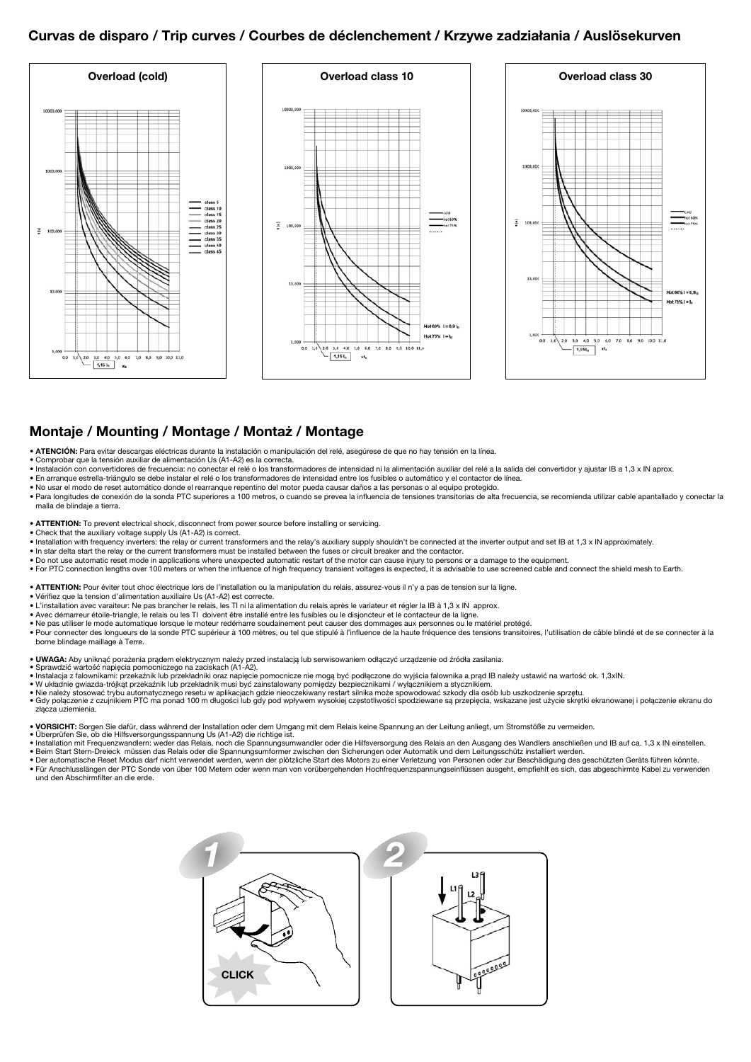## Curvas de disparo / Trip curves / Courbes de déclenchement / Krzywe zadziałania / Auslösekurven

**Overload (cold)**

**Overload class 10**

**Overload class 30**

## Montaje / Mounting / Montage / Montaż / Montage

- **ATENCIÓN:** Para evitar descargas eléctricas durante la instalación o manipulación del relé, asegúrese de que no hay tensión en la línea.
- Comprobar que la tensión auxiliar de alimentación Us (A1-A2) es la correcta.
- Instalación con convertidores de frecuencia: no conectar el relé o los transformadores de intensidad ni la alimentación auxiliar del relé a la salida del convertidor y ajustar IB a 1,3 x IN aprox.
- En arranque estrella-triángulo se debe instalar el relé o los transformadores de intensidad entre los fusibles o automático y el contactor de línea.
- No usar el modo de reset automático donde el rearranque repentino del motor pueda causar daños a las personas o al equipo protegido.
- Para longitudes de conexión de la sonda PTC superiores a 100 metros, o cuando se prevea la influencia de tensiones transitorias de alta frecuencia, se recomienda utilizar cable apantallado y conectar la malla de blindaje a tierra.

- **ATTENTION:** To prevent electrical shock, disconnect from power source before installing or servicing.
- Check that the auxiliary voltage supply Us (A1-A2) is correct.
- Installation with frequency inverters: the relay or current transformers and the relay's auxiliary supply shouldn't be connected at the inverter output and set IB at 1,3 x IN approximately.
- In star delta start the relay or the current transformers must be installed between the fuses or circuit breaker and the contactor.
- Do not use automatic reset mode in applications where unexpected automatic restart of the motor can cause injury to persons or a damage to the equipment.
- For PTC connection lengths over 100 meters or when the influence of high frequency transient voltages is expected, it is advisable to use screened cable and connect the shield mesh to Earth.

- **ATTENTION:** Pour éviter tout choc électrique lors de l'installation ou la manipulation du relais, assurez-vous il n'y a pas de tension sur la ligne.
- Vérifiez que la tension d'alimentation auxiliaire Us (A1-A2) est correcte.
- L'installation avec varaiteur: Ne pas brancher le relais, les TI ni la alimentation du relais après le variateur et régler la IB à 1,3 x IN approx.
- Avec démarreur étoile-triangle, le relais ou les TI doivent être installé entre les fusibles ou le disjoncteur et le contacteur de la ligne.
- Ne pas utiliser le mode automatique lorsque le moteur redémarre soudainement peut causer des dommages aux personnes ou le matériel protégé.
- Pour connecter des longueurs de la sonde PTC supérieur à 100 mètres, ou tel que stipulé à l'influence de la haute fréquence des tensions transitoires, l'utilisation de câble blindé et de se connecter à la borne blindage maillage à Terre.

- **UWAGA:** Aby uniknąć porażenia prądem elektrycznym należy przed instalacją lub serwisowaniem odłączyć urządzenie od źródła zasilania.
- Sprawdzić wartość napięcia pomocniczego na zaciskach (A1-A2).
- Instalacja z falownikami: przekaźnik lub przekładniki oraz napięcie pomocnicze nie mogą być podłączone do wyjścia falownika a prąd IB należy ustawić na wartość ok. 1,3xIN.
- W układnie gwiazda-trójkąt przekaźnik lub przekładnik musi być zainstalowany pomiędzy bezpiecznikami / wyłącznikiem a stycznikiem.
- Nie należy stosować trybu automatycznego resetu w aplikacjach gdzie nieoczekiwany restart silnika może spowodować szkody dla osób lub uszkodzenie sprzętu.
- Gdy połączenie z czujnikiem PTC ma ponad 100 m długości lub gdy pod wpływem wysokiej częstotliwości spodziewane są przepięcia, wskazane jest użycie skrętki ekranowanej i połączenie ekranu do złącza uziemienia.

- **VORSICHT:** Sorgen Sie dafür, dass während der Installation oder dem Umgang mit dem Relais keine Spannung an der Leitung anliegt, um Stromstöße zu vermeiden.
- Überprüfen Sie, ob die Hilfsversorgungsspannung Us (A1-A2) die richtige ist.
- Installation mit Frequenzwandlern: weder das Relais, noch die Spannungsumwandler oder die Hilfsversorgung des Relais an den Ausgang des Wandlers anschließen und IB auf ca. 1,3 x IN einstellen.
- Beim Start Stern-Dreieck müssen das Relais oder die Spannungsumformer zwischen den Sicherungen oder Automatik und dem Leitungsschütz installiert werden.
- Der automatische Reset Modus darf nicht verwendet werden, wenn der plötzliche Start des Motors zu einer Verletzung von Personen oder zur Beschädigung des geschützten Geräts führen könnte.
- Für Anschlusslängen der PTC Sonde von über 100 Metern oder wenn man von vorübergehenden Hochfrequenzspannungseinflüssen ausgeht, empfiehlt es sich, das abgeschirmte Kabel zu verwenden und den Abschirmfilter an die erde.

1 CLICK

2 L1 L2 L3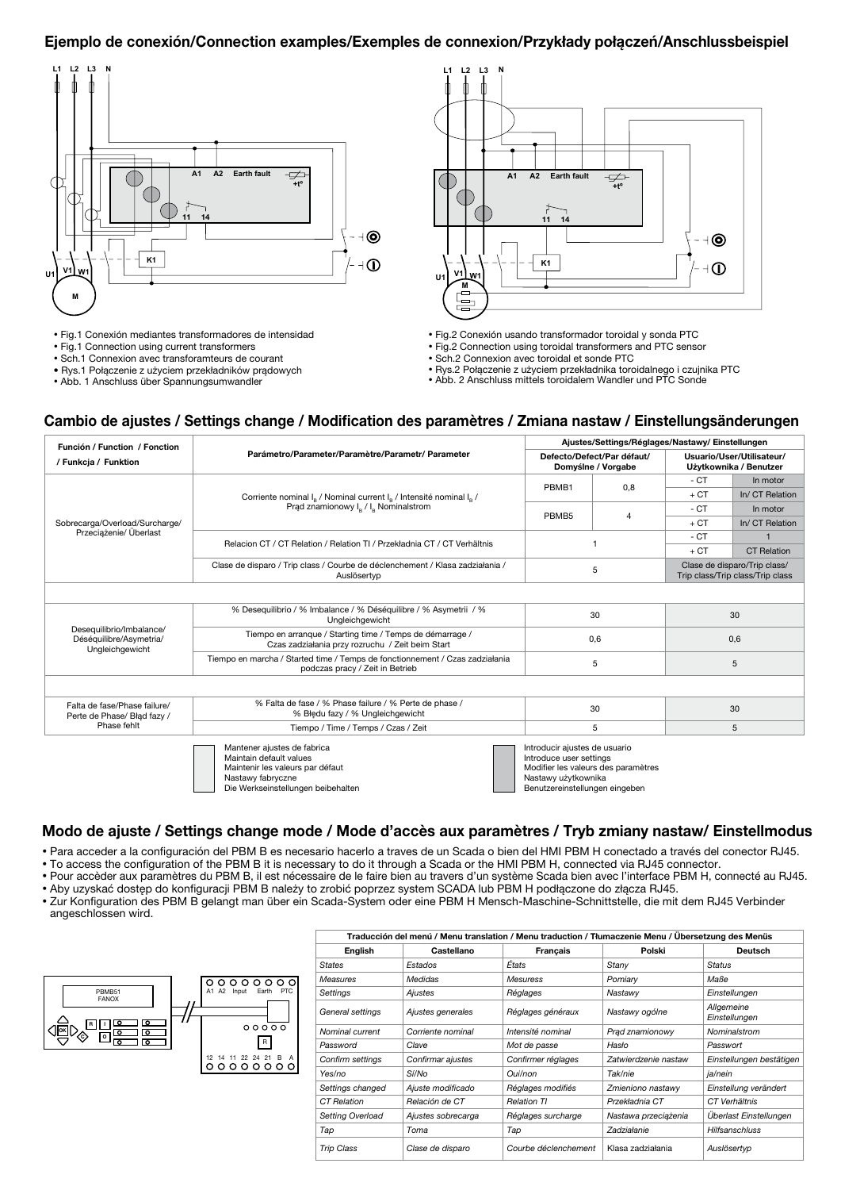## Ejemplo de conexión/Connection examples/Exemples de connexion/Przykłady połączeń/Anschlussbeispiel

- Fig.1 Conexión mediantes transformadores de intensidad
- Fig.1 Connection using current transformers
- Sch.1 Connexion avec transforamteurs de courant
- Rys.1 Połączenie z użyciem przekładników prądowych
- Abb. 1 Anschluss über Spannungsumwandler

- Fig.2 Conexión usando transformador toroidal y sonda PTC
- Fig.2 Connection using toroidal transformers and PTC sensor
- Sch.2 Connexion avec toroidal et sonde PTC
- Rys.2 Połączenie z użyciem przekładnika toroidalnego i czujnika PTC
- Abb. 2 Anschluss mittels toroidalem Wandler und PTC Sonde

## Cambio de ajustes / Settings change / Modification des paramètres / Zmiana nastaw / Einstellungsänderungen

| Función / Function / Fonction / Funkcja / Funktion | Parámetro/Parameter/Paramètre/Parametr/ Parameter | Ajustes/Settings/Réglages/Nastawy/ Einstellungen | | | |
|---|---|---|---|---|---|
| | | Defecto/Defect/Par défaut/ Domyślne / Vorgabe | | Usuario/User/Utilisateur/ Użytkownika / Benutzer | |
| Sobrecarga/Overload/Surcharge/ Przeciążenie/ Überlast | Corriente nominal $I_B$ / Nominal current $I_B$ / Intensité nominal $I_B$ / Prąd znamionowy $I_B$ / $I_B$ Nominalstrom | PBMB1 | 0,8 | - CT | In motor |
| | | | | + CT | In/ CT Relation |
| | | PBMB5 | 4 | - CT | In motor |
| | | | | + CT | In/ CT Relation |
| | Relacion CT / CT Relation / Relation TI / Przekładnia CT / CT Verhältnis | 1 | | - CT | 1 |
| | | | | + CT | CT Relation |
| | Clase de disparo / Trip class / Courbe de déclenchement / Klasa zadziałania / Auslösertyp | 5 | | Clase de disparo/Trip class/ Trip class/Trip class/Trip class | |
| Desequilibrio/Imbalance/ Déséquilibre/Asymetria/ Ungleichgewicht | % Desequilibrio / % Imbalance / % Déséquilibre / % Asymetrii / % Ungleichgewicht | 30 | | 30 | |
| | Tiempo en arranque / Starting time / Temps de démarrage / Czas zadziałania przy rozruchu / Zeit beim Start | 0,6 | | 0,6 | |
| | Tiempo en marcha / Started time / Temps de fonctionnement / Czas zadziałania podczas pracy / Zeit in Betrieb | 5 | | 5 | |
| Falta de fase/Phase failure/ Perte de Phase/ Błąd fazy / Phase fehlt | % Falta de fase / % Phase failure / % Perte de phase / % Błędu fazy / % Ungleichgewicht | 30 | | 30 | |
| | Tiempo / Time / Temps / Czas / Zeit | 5 | | 5 | |

Mantener ajustes de fabrica
Maintain default values
Maintenir les valeurs par défaut
Nastawy fabryczne
Die Werkseinstellungen beibehalten

Introducir ajustes de usuario
Introduce user settings
Modifier les valeurs des paramètres
Nastawy użytkownika
Benutzereinstellungen eingeben

## Modo de ajuste / Settings change mode / Mode d'accès aux paramètres / Tryb zmiany nastaw/ Einstellmodus

- Para acceder a la configuración del PBM B es necesario hacerlo a traves de un Scada o bien del HMI PBM H conectado a través del conector RJ45.
- To access the configuration of the PBM B it is necessary to do it through a Scada or the HMI PBM H, connected via RJ45 connector.
- Pour accèder aux paramètres du PBM B, il est nécessaire de le faire bien au travers d'un système Scada bien avec l'interface PBM H, connecté au RJ45.
- Aby uzyskać dostęp do konfiguracji PBM B należy to zrobić poprzez system SCADA lub PBM H podłączone do złącza RJ45.
- Zur Konfiguration des PBM B gelangt man über ein Scada-System oder eine PBM H Mensch-Maschine-Schnittstelle, die mit dem RJ45 Verbinder angeschlossen wird.

| Traducción del menú / Menu translation / Menu traduction / Tłumaczenie Menu / Übersetzung des Menüs | | | | |
|---|---|---|---|---|
| English | Castellano | Français | Polski | Deutsch |
| States | Estados | États | Stany | Status |
| Measures | Medidas | Mesuress | Pomiary | Maße |
| Settings | Ajustes | Réglages | Nastawy | Einstellungen |
| General settings | Ajustes generales | Réglages généraux | Nastawy ogólne | Allgemeine Einstellungen |
| Nominal current | Corriente nominal | Intensité nominal | Prąd znamionowy | Nominalstrom |
| Password | Clave | Mot de passe | Hasło | Passwort |
| Confirm settings | Confirmar ajustes | Confirmer réglages | Zatwierdzenie nastaw | Einstellungen bestätigen |
| Yes/no | Sí/No | Oui/non | Tak/nie | ja/nein |
| Settings changed | Ajuste modificado | Réglages modifiés | Zmieniono nastawy | Einstellung verändert |
| CT Relation | Relación de CT | Relation TI | Przekładnia CT | CT Verhältnis |
| Setting Overload | Ajustes sobrecarga | Réglages surcharge | Nastawa przeciążenia | Überlast Einstellungen |
| Tap | Toma | Tap | Zadziałanie | Hilfsanschluss |
| Trip Class | Clase de disparo | Courbe déclenchement | Klasa zadziałania | Auslösertyp |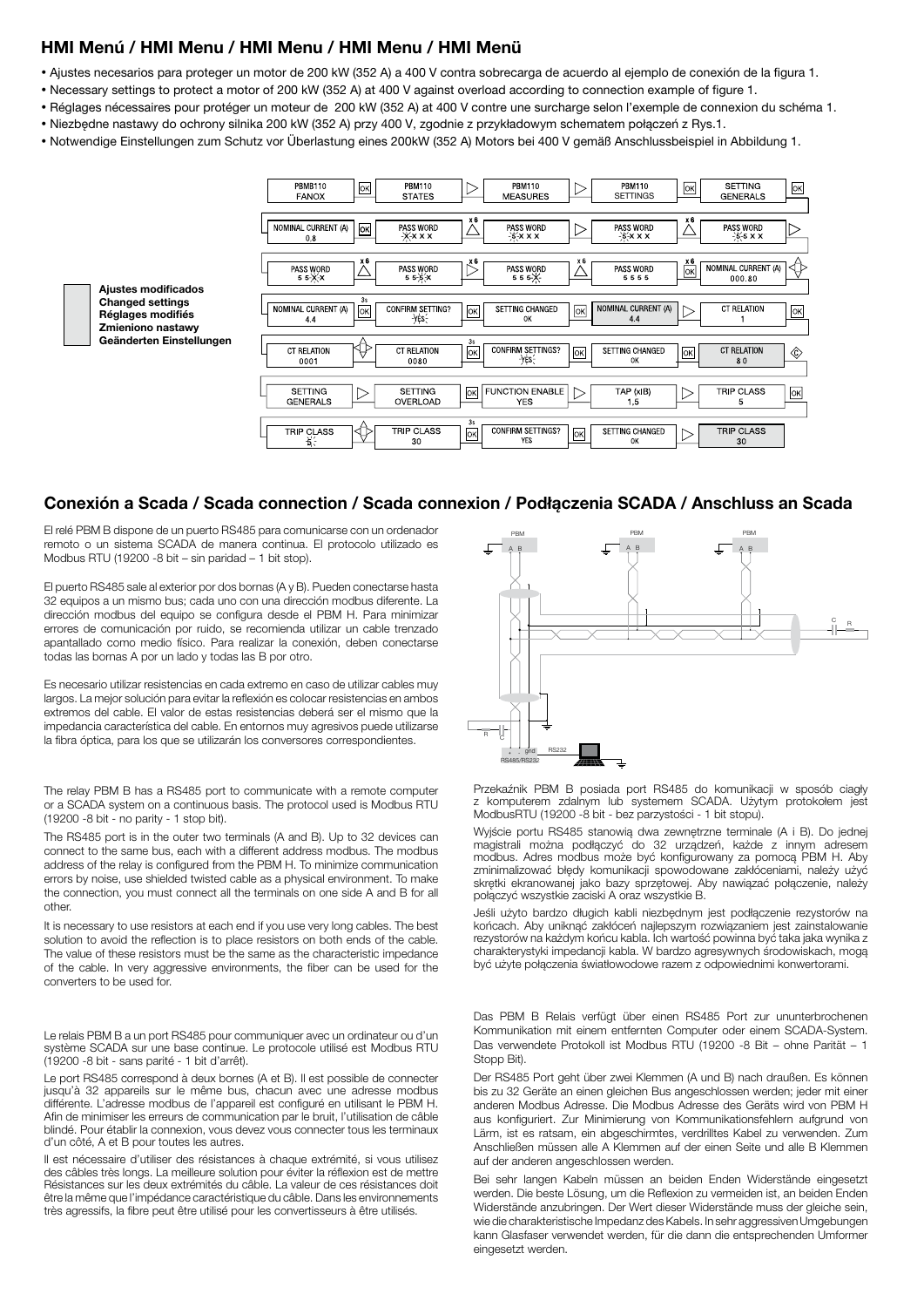## HMI Menú / HMI Menu / HMI Menu / HMI Menu / HMI Menü

- Ajustes necesarios para proteger un motor de 200 kW (352 A) a 400 V contra sobrecarga de acuerdo al ejemplo de conexión de la figura 1.
- Necessary settings to protect a motor of 200 kW (352 A) at 400 V against overload according to connection example of figure 1.
- Réglages nécessaires pour protéger un moteur de 200 kW (352 A) at 400 V contre une surcharge selon l'exemple de connexion du schéma 1.
- Niezbędne nastawy do ochrony silnika 200 kW (352 A) przy 400 V, zgodnie z przykładowym schematem połączeń z Rys.1.
- Notwendige Einstellungen zum Schutz vor Überlastung eines 200kW (352 A) Motors bei 400 V gemäß Anschlussbeispiel in Abbildung 1.

**Ajustes modificados**
**Changed settings**
**Réglages modifiés**
**Zmieniono nastawy**
**Geänderten Einstellungen**

PBMB110 FANOX → OK → PBM110 STATES → ▷ → PBM110 MEASURES → ▷ → PBM110 SETTINGS → OK → SETTING GENERALS → OK

NOMINAL CURRENT (A) 0.8 → OK → PASS WORD X X X X → x6 △ → PASS WORD 5 X X X → ▷ → PASS WORD 5 X X X → x6 △ → PASS WORD 5 5 X X → ▷

PASS WORD 5 5 X X → x6 △ → PASS WORD 5 5 5 X → x6 ▷ → PASS WORD 5 5 5 X → x6 △ → PASS WORD 5 5 5 5 → x6 OK → NOMINAL CURRENT (A) 000.80 → ◁▷

NOMINAL CURRENT (A) 4.4 → 3s OK → CONFIRM SETTING? YES → OK → SETTING CHANGED OK → OK → NOMINAL CURRENT (A) 4.4 → ▷ → CT RELATION 1 → OK

CT RELATION 0001 → ◁▷ → CT RELATION 0080 → 3s OK → CONFIRM SETTINGS? YES → OK → SETTING CHANGED OK → OK → CT RELATION 80 → C

SETTING GENERALS → ▷ → SETTING OVERLOAD → OK → FUNCTION ENABLE YES → ▷ → TAP (xIB) 1.5 → ▷ → TRIP CLASS 5 → OK

TRIP CLASS 5 → ◁▷ → TRIP CLASS 30 → 3s OK → CONFIRM SETTINGS? YES → OK → SETTING CHANGED OK → ▷ → TRIP CLASS 30

## Conexión a Scada / Scada connection / Scada connexion / Podłączenia SCADA / Anschluss an Scada

El relé PBM B dispone de un puerto RS485 para comunicarse con un ordenador remoto o un sistema SCADA de manera continua. El protocolo utilizado es Modbus RTU (19200 -8 bit – sin paridad – 1 bit stop).

El puerto RS485 sale al exterior por dos bornas (A y B). Pueden conectarse hasta 32 equipos a un mismo bus; cada uno con una dirección modbus diferente. La dirección modbus del equipo se configura desde el PBM H. Para minimizar errores de comunicación por ruido, se recomienda utilizar un cable trenzado apantallado como medio físico. Para realizar la conexión, deben conectarse todas las bornas A por un lado y todas las B por otro.

Es necesario utilizar resistencias en cada extremo en caso de utilizar cables muy largos. La mejor solución para evitar la reflexión es colocar resistencias en ambos extremos del cable. El valor de estas resistencias deberá ser el mismo que la impedancia característica del cable. En entornos muy agresivos puede utilizarse la fibra óptica, para los que se utilizarán los conversores correspondientes.

The relay PBM B has a RS485 port to communicate with a remote computer or a SCADA system on a continuous basis. The protocol used is Modbus RTU (19200 -8 bit - no parity - 1 stop bit).

The RS485 port is in the outer two terminals (A and B). Up to 32 devices can connect to the same bus, each with a different address modbus. The modbus address of the relay is configured from the PBM H. To minimize communication errors by noise, use shielded twisted cable as a physical environment. To make the connection, you must connect all the terminals on one side A and B for all other.

It is necessary to use resistors at each end if you use very long cables. The best solution to avoid the reflection is to place resistors on both ends of the cable. The value of these resistors must be the same as the characteristic impedance of the cable. In very aggressive environments, the fiber can be used for the converters to be used for.

Le relais PBM B a un port RS485 pour communiquer avec un ordinateur ou d'un système SCADA sur une base continue. Le protocole utilisé est Modbus RTU (19200 -8 bit - sans parité - 1 bit d'arrêt).

Le port RS485 correspond à deux bornes (A et B). Il est possible de connecter jusqu'à 32 appareils sur le même bus, chacun avec une adresse modbus différente. L'adresse modbus de l'appareil est configuré en utilisant le PBM H. Afin de minimiser les erreurs de communication par le bruit, l'utilisation de câble blindé. Pour établir la connexion, vous devez vous connecter tous les terminaux d'un côté, A et B pour toutes les autres.

Il est nécessaire d'utiliser des résistances à chaque extrémité, si vous utilisez des câbles très longs. La meilleure solution pour éviter la réflexion est de mettre Résistances sur les deux extrémités du câble. La valeur de ces résistances doit être la même que l'impédance caractéristique du câble. Dans les environnements très agressifs, la fibre peut être utilisé pour les convertisseurs à être utilisés.

Przekaźnik PBM B posiada port RS485 do komunikacji w sposób ciągły z komputerem zdalnym lub systemem SCADA. Użytym protokołem jest ModbusRTU (19200 -8 bit - bez parzystości - 1 bit stopu).

Wyjście portu RS485 stanowią dwa zewnętrzne terminale (A i B). Do jednej magistrali można podłączyć do 32 urządzeń, każde z innym adresem modbus. Adres modbus może być konfigurowany za pomocą PBM H. Aby zminimalizować błędy komunikacji spowodowane zakłóceniami, należy użyć skrętki ekranowanej jako bazy sprzętowej. Aby nawiązać połączenie, należy połączyć wszystkie zaciski A oraz wszystkie B.

Jeśli użyto bardzo długich kabli niezbędnym jest podłączenie rezystorów na końcach. Aby uniknąć zakłóceń najlepszym rozwiązaniem jest zainstalowanie rezystorów na każdym końcu kabla. Ich wartość powinna być taka jaka wynika z charakterystyki impedancji kabla. W bardzo agresywnych środowiskach, mogą być użyte połączenia światłowodowe razem z odpowiednimi konwertorami.

Das PBM B Relais verfügt über einen RS485 Port zur ununterbrochenen Kommunikation mit einem entfernten Computer oder einem SCADA-System. Das verwendete Protokoll ist Modbus RTU (19200 -8 Bit – ohne Parität – 1 Stopp Bit).

Der RS485 Port geht über zwei Klemmen (A und B) nach draußen. Es können bis zu 32 Geräte an einen gleichen Bus angeschlossen werden; jeder mit einer anderen Modbus Adresse. Die Modbus Adresse des Geräts wird von PBM H aus konfiguriert. Zur Minimierung von Kommunikationsfehlern aufgrund von Lärm, ist es ratsam, ein abgeschirmtes, verdrilltes Kabel zu verwenden. Zum Anschließen müssen alle A Klemmen auf der einen Seite und alle B Klemmen auf der anderen angeschlossen werden.

Bei sehr langen Kabeln müssen an beiden Enden Widerstände eingesetzt werden. Die beste Lösung, um die Reflexion zu vermeiden ist, an beiden Enden Widerstände anzubringen. Der Wert dieser Widerstände muss der gleiche sein, wie die charakteristische Impedanz des Kabels. In sehr aggressiven Umgebungen kann Glasfaser verwendet werden, für die dann die entsprechenden Umformer eingesetzt werden.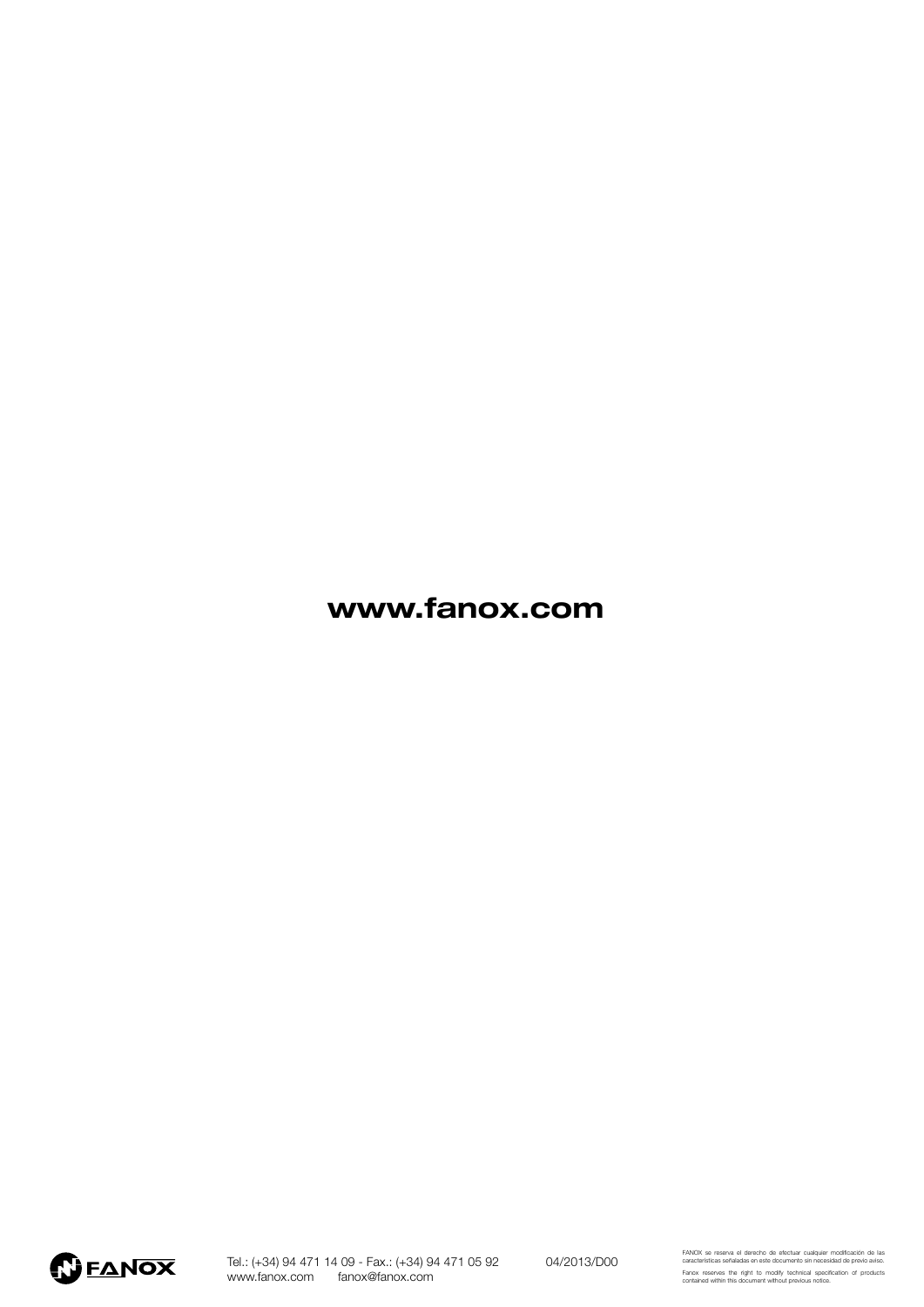**www.fanox.com**

FANOX

Tel.: (+34) 94 471 14 09 - Fax.: (+34) 94 471 05 92
www.fanox.com fanox@fanox.com

04/2013/D00

FANOX se reserva el derecho de efectuar cualquier modificación de las características señaladas en este documento sin necesidad de previo aviso.

Fanox reserves the right to modify technical specification of products contained within this document without previous notice.